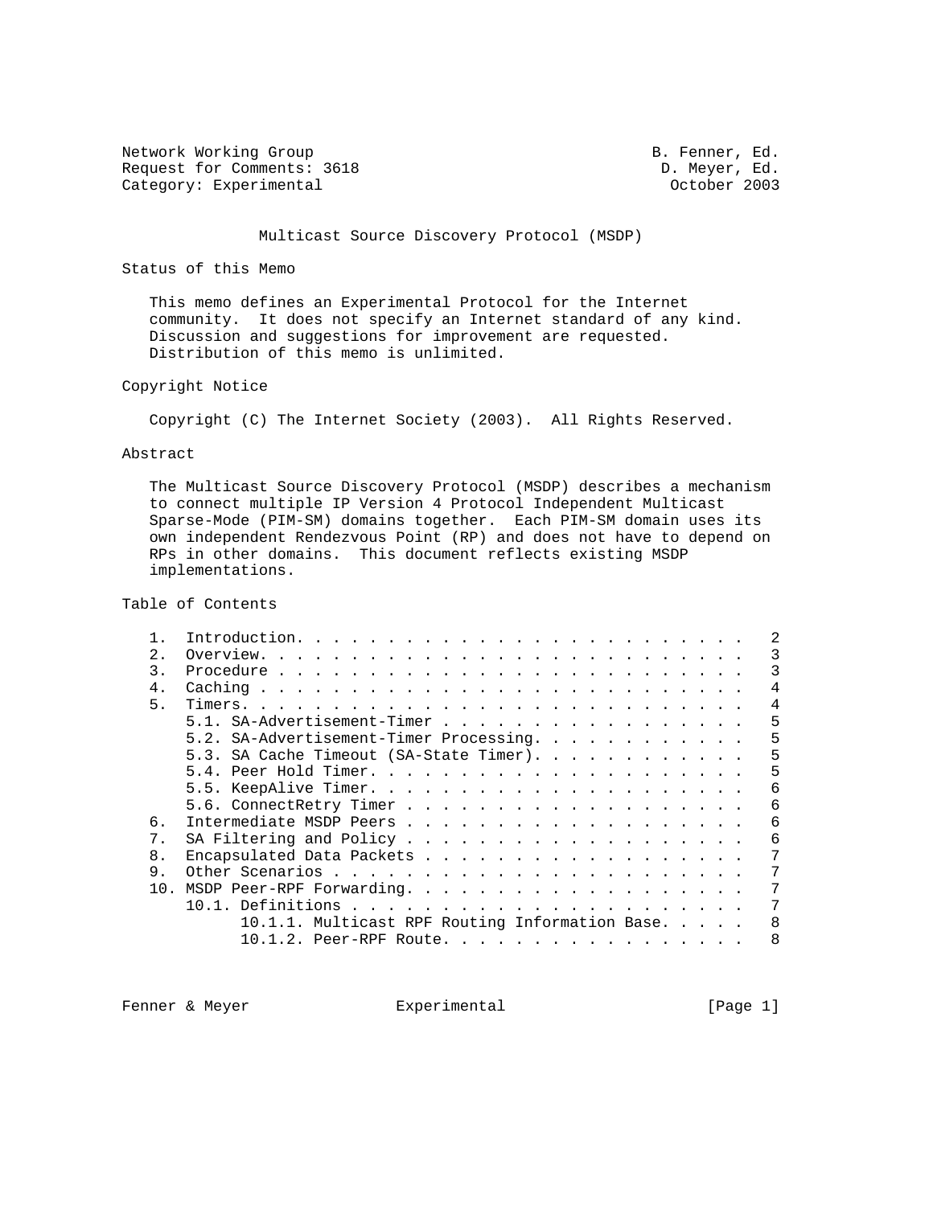Network Working Group B. Fenner, Ed.
Request for Comments: 3618 D. Meyer, Ed.
Category: Experimental October 2003

# Multicast Source Discovery Protocol (MSDP)

## Status of this Memo

This memo defines an Experimental Protocol for the Internet community. It does not specify an Internet standard of any kind. Discussion and suggestions for improvement are requested. Distribution of this memo is unlimited.

## Copyright Notice

Copyright (C) The Internet Society (2003). All Rights Reserved.

## Abstract

The Multicast Source Discovery Protocol (MSDP) describes a mechanism to connect multiple IP Version 4 Protocol Independent Multicast Sparse-Mode (PIM-SM) domains together. Each PIM-SM domain uses its own independent Rendezvous Point (RP) and does not have to depend on RPs in other domains. This document reflects existing MSDP implementations.

## Table of Contents

```
1.  Introduction. . . . . . . . . . . . . . . . . . . . . . . . .  2
2.  Overview. . . . . . . . . . . . . . . . . . . . . . . . . . .  3
3.  Procedure . . . . . . . . . . . . . . . . . . . . . . . . . .  3
4.  Caching . . . . . . . . . . . . . . . . . . . . . . . . . . .  4
5.  Timers. . . . . . . . . . . . . . . . . . . . . . . . . . . .  4
    5.1. SA-Advertisement-Timer . . . . . . . . . . . . . . . . .  5
    5.2. SA-Advertisement-Timer Processing. . . . . . . . . . . .  5
    5.3. SA Cache Timeout (SA-State Timer). . . . . . . . . . . .  5
    5.4. Peer Hold Timer. . . . . . . . . . . . . . . . . . . . .  5
    5.5. KeepAlive Timer. . . . . . . . . . . . . . . . . . . . .  6
    5.6. ConnectRetry Timer . . . . . . . . . . . . . . . . . . .  6
6.  Intermediate MSDP Peers . . . . . . . . . . . . . . . . . . .  6
7.  SA Filtering and Policy . . . . . . . . . . . . . . . . . . .  6
8.  Encapsulated Data Packets . . . . . . . . . . . . . . . . . .  7
9.  Other Scenarios . . . . . . . . . . . . . . . . . . . . . . .  7
10. MSDP Peer-RPF Forwarding. . . . . . . . . . . . . . . . . . .  7
    10.1. Definitions . . . . . . . . . . . . . . . . . . . . . .  7
          10.1.1. Multicast RPF Routing Information Base. . . . .  8
          10.1.2. Peer-RPF Route. . . . . . . . . . . . . . . . .  8
```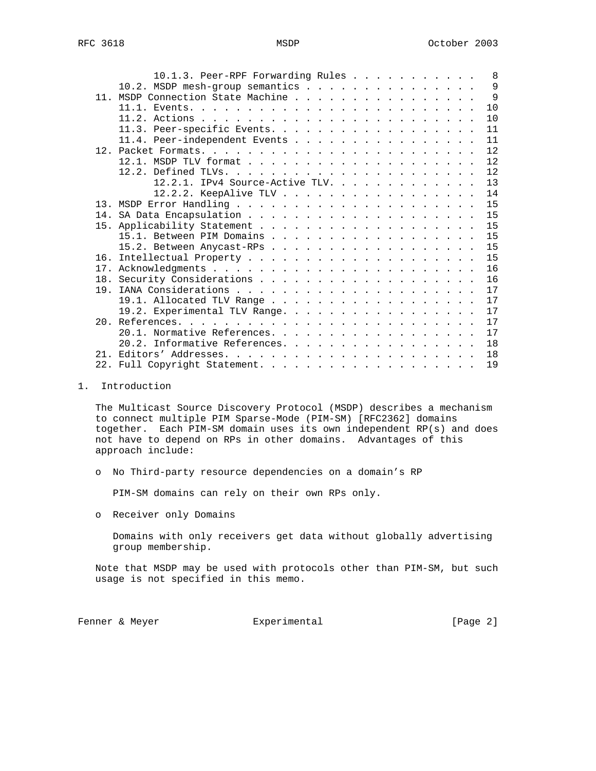```
         10.1.3. Peer-RPF Forwarding Rules . . . . . . . . . . . .  8
      10.2. MSDP mesh-group semantics . . . . . . . . . . . . . . .  9
   11. MSDP Connection State Machine . . . . . . . . . . . . . . . .  9
      11.1. Events. . . . . . . . . . . . . . . . . . . . . . . . . 10
      11.2. Actions . . . . . . . . . . . . . . . . . . . . . . . . 10
      11.3. Peer-specific Events. . . . . . . . . . . . . . . . . . 11
      11.4. Peer-independent Events . . . . . . . . . . . . . . . . 11
   12. Packet Formats. . . . . . . . . . . . . . . . . . . . . . . . 12
      12.1. MSDP TLV format . . . . . . . . . . . . . . . . . . . . 12
      12.2. Defined TLVs. . . . . . . . . . . . . . . . . . . . . . 12
         12.2.1. IPv4 Source-Active TLV. . . . . . . . . . . . . . 13
         12.2.2. KeepAlive TLV . . . . . . . . . . . . . . . . . . 14
   13. MSDP Error Handling . . . . . . . . . . . . . . . . . . . . . 15
   14. SA Data Encapsulation . . . . . . . . . . . . . . . . . . . . 15
   15. Applicability Statement . . . . . . . . . . . . . . . . . . . 15
      15.1. Between PIM Domains . . . . . . . . . . . . . . . . . . 15
      15.2. Between Anycast-RPs . . . . . . . . . . . . . . . . . . 15
   16. Intellectual Property . . . . . . . . . . . . . . . . . . . . 15
   17. Acknowledgments . . . . . . . . . . . . . . . . . . . . . . . 16
   18. Security Considerations . . . . . . . . . . . . . . . . . . . 16
   19. IANA Considerations . . . . . . . . . . . . . . . . . . . . . 17
      19.1. Allocated TLV Range . . . . . . . . . . . . . . . . . . 17
      19.2. Experimental TLV Range. . . . . . . . . . . . . . . . . 17
   20. References. . . . . . . . . . . . . . . . . . . . . . . . . . 17
      20.1. Normative References. . . . . . . . . . . . . . . . . . 17
      20.2. Informative References. . . . . . . . . . . . . . . . . 18
   21. Editors' Addresses. . . . . . . . . . . . . . . . . . . . . . 18
   22. Full Copyright Statement. . . . . . . . . . . . . . . . . . . 19
```

## 1. Introduction

The Multicast Source Discovery Protocol (MSDP) describes a mechanism to connect multiple PIM Sparse-Mode (PIM-SM) [RFC2362] domains together. Each PIM-SM domain uses its own independent RP(s) and does not have to depend on RPs in other domains. Advantages of this approach include:

- No Third-party resource dependencies on a domain's RP

  PIM-SM domains can rely on their own RPs only.

- Receiver only Domains

  Domains with only receivers get data without globally advertising group membership.

Note that MSDP may be used with protocols other than PIM-SM, but such usage is not specified in this memo.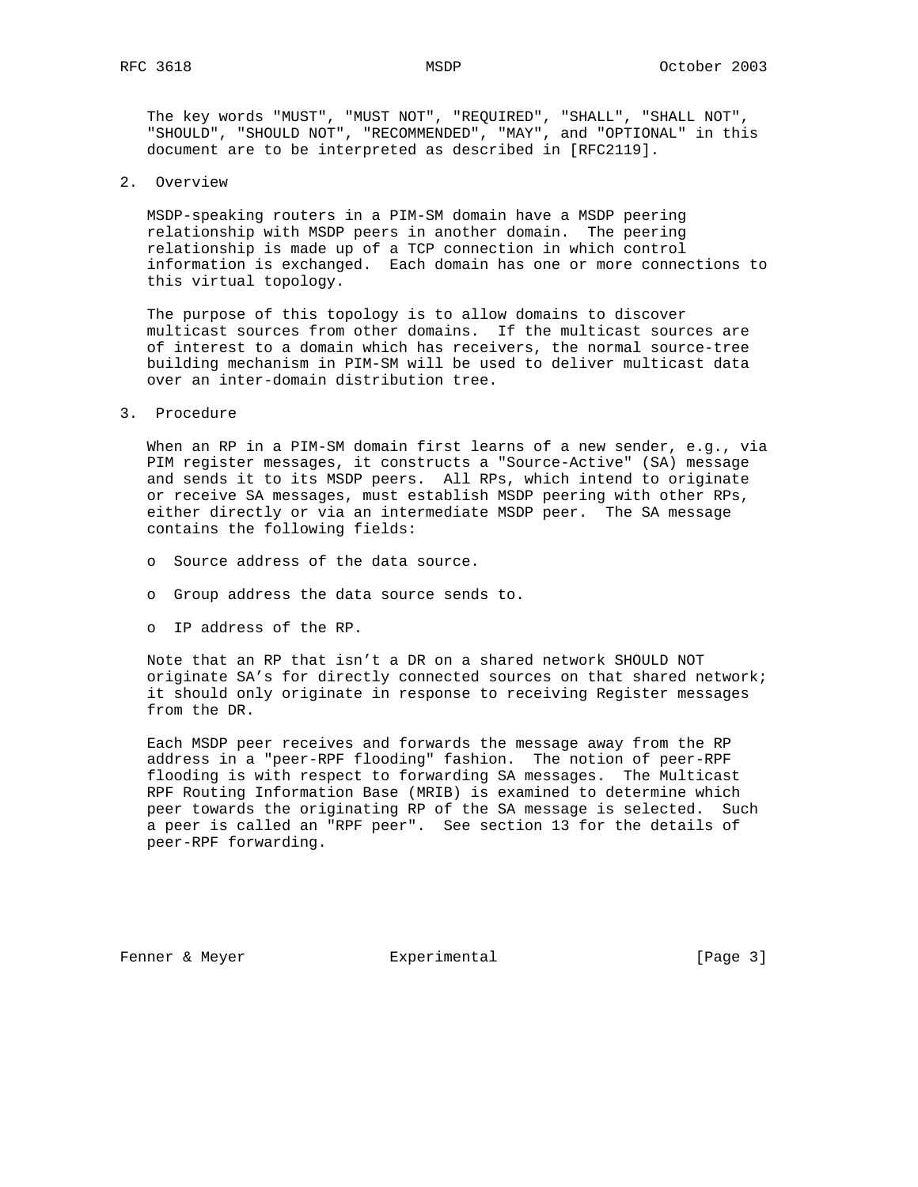The key words "MUST", "MUST NOT", "REQUIRED", "SHALL", "SHALL NOT", "SHOULD", "SHOULD NOT", "RECOMMENDED", "MAY", and "OPTIONAL" in this document are to be interpreted as described in [RFC2119].

## 2. Overview

MSDP-speaking routers in a PIM-SM domain have a MSDP peering relationship with MSDP peers in another domain. The peering relationship is made up of a TCP connection in which control information is exchanged. Each domain has one or more connections to this virtual topology.

The purpose of this topology is to allow domains to discover multicast sources from other domains. If the multicast sources are of interest to a domain which has receivers, the normal source-tree building mechanism in PIM-SM will be used to deliver multicast data over an inter-domain distribution tree.

## 3. Procedure

When an RP in a PIM-SM domain first learns of a new sender, e.g., via PIM register messages, it constructs a "Source-Active" (SA) message and sends it to its MSDP peers. All RPs, which intend to originate or receive SA messages, must establish MSDP peering with other RPs, either directly or via an intermediate MSDP peer. The SA message contains the following fields:

- Source address of the data source.
- Group address the data source sends to.
- IP address of the RP.

Note that an RP that isn't a DR on a shared network SHOULD NOT originate SA's for directly connected sources on that shared network; it should only originate in response to receiving Register messages from the DR.

Each MSDP peer receives and forwards the message away from the RP address in a "peer-RPF flooding" fashion. The notion of peer-RPF flooding is with respect to forwarding SA messages. The Multicast RPF Routing Information Base (MRIB) is examined to determine which peer towards the originating RP of the SA message is selected. Such a peer is called an "RPF peer". See section 13 for the details of peer-RPF forwarding.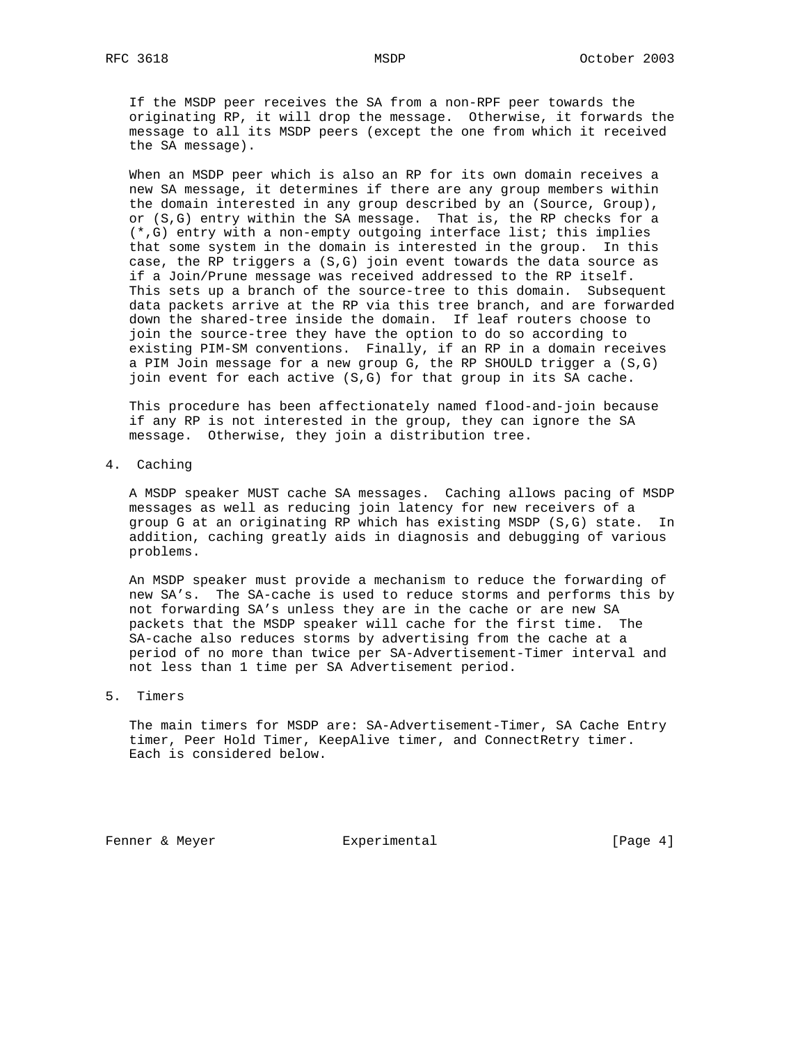If the MSDP peer receives the SA from a non-RPF peer towards the originating RP, it will drop the message. Otherwise, it forwards the message to all its MSDP peers (except the one from which it received the SA message).

When an MSDP peer which is also an RP for its own domain receives a new SA message, it determines if there are any group members within the domain interested in any group described by an (Source, Group), or (S,G) entry within the SA message. That is, the RP checks for a (*,G) entry with a non-empty outgoing interface list; this implies that some system in the domain is interested in the group. In this case, the RP triggers a (S,G) join event towards the data source as if a Join/Prune message was received addressed to the RP itself. This sets up a branch of the source-tree to this domain. Subsequent data packets arrive at the RP via this tree branch, and are forwarded down the shared-tree inside the domain. If leaf routers choose to join the source-tree they have the option to do so according to existing PIM-SM conventions. Finally, if an RP in a domain receives a PIM Join message for a new group G, the RP SHOULD trigger a (S,G) join event for each active (S,G) for that group in its SA cache.

This procedure has been affectionately named flood-and-join because if any RP is not interested in the group, they can ignore the SA message. Otherwise, they join a distribution tree.

## 4. Caching

A MSDP speaker MUST cache SA messages. Caching allows pacing of MSDP messages as well as reducing join latency for new receivers of a group G at an originating RP which has existing MSDP (S,G) state. In addition, caching greatly aids in diagnosis and debugging of various problems.

An MSDP speaker must provide a mechanism to reduce the forwarding of new SA's. The SA-cache is used to reduce storms and performs this by not forwarding SA's unless they are in the cache or are new SA packets that the MSDP speaker will cache for the first time. The SA-cache also reduces storms by advertising from the cache at a period of no more than twice per SA-Advertisement-Timer interval and not less than 1 time per SA Advertisement period.

## 5. Timers

The main timers for MSDP are: SA-Advertisement-Timer, SA Cache Entry timer, Peer Hold Timer, KeepAlive timer, and ConnectRetry timer. Each is considered below.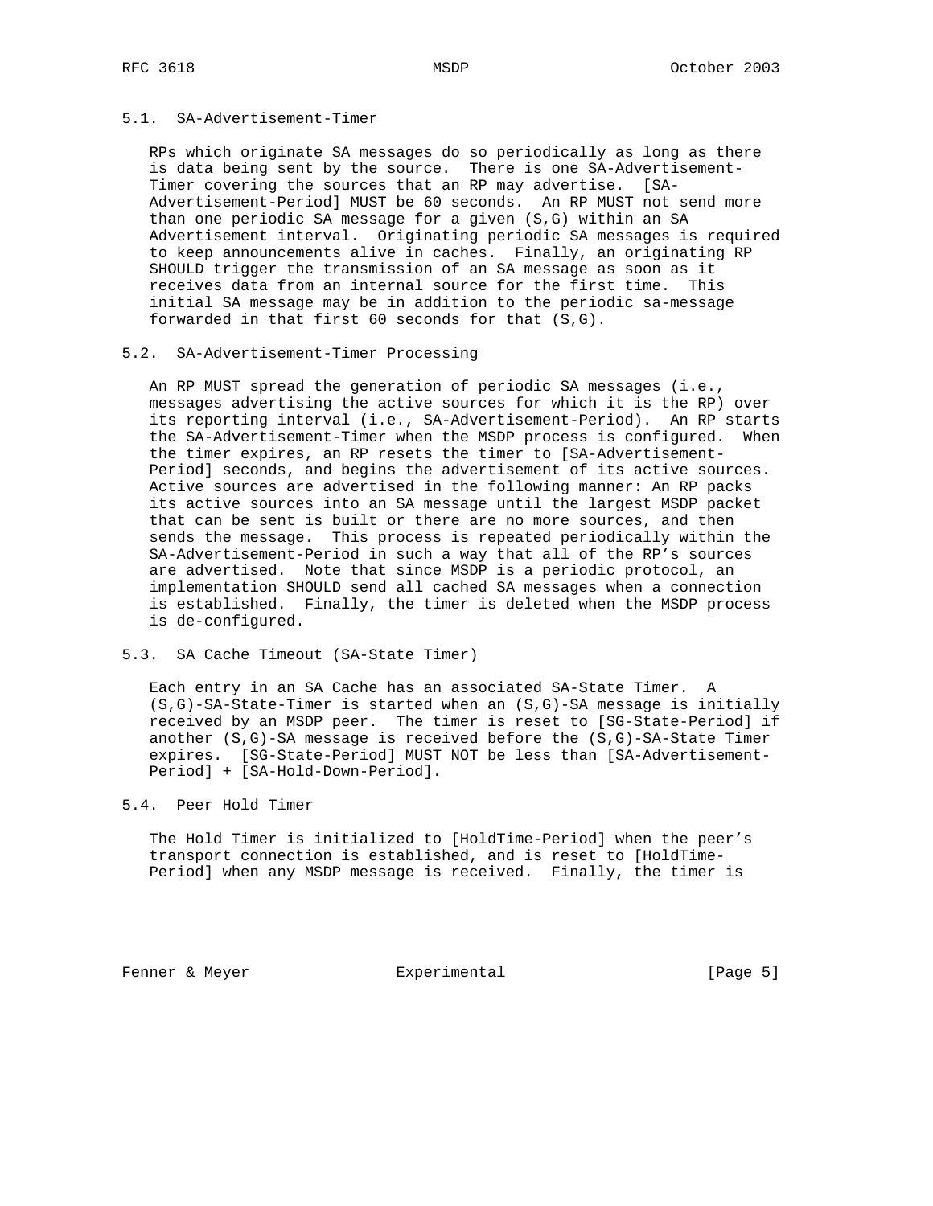### 5.1. SA-Advertisement-Timer

RPs which originate SA messages do so periodically as long as there is data being sent by the source. There is one SA-Advertisement-Timer covering the sources that an RP may advertise. [SA-Advertisement-Period] MUST be 60 seconds. An RP MUST not send more than one periodic SA message for a given (S,G) within an SA Advertisement interval. Originating periodic SA messages is required to keep announcements alive in caches. Finally, an originating RP SHOULD trigger the transmission of an SA message as soon as it receives data from an internal source for the first time. This initial SA message may be in addition to the periodic sa-message forwarded in that first 60 seconds for that (S,G).

### 5.2. SA-Advertisement-Timer Processing

An RP MUST spread the generation of periodic SA messages (i.e., messages advertising the active sources for which it is the RP) over its reporting interval (i.e., SA-Advertisement-Period). An RP starts the SA-Advertisement-Timer when the MSDP process is configured. When the timer expires, an RP resets the timer to [SA-Advertisement-Period] seconds, and begins the advertisement of its active sources. Active sources are advertised in the following manner: An RP packs its active sources into an SA message until the largest MSDP packet that can be sent is built or there are no more sources, and then sends the message. This process is repeated periodically within the SA-Advertisement-Period in such a way that all of the RP's sources are advertised. Note that since MSDP is a periodic protocol, an implementation SHOULD send all cached SA messages when a connection is established. Finally, the timer is deleted when the MSDP process is de-configured.

### 5.3. SA Cache Timeout (SA-State Timer)

Each entry in an SA Cache has an associated SA-State Timer. A (S,G)-SA-State-Timer is started when an (S,G)-SA message is initially received by an MSDP peer. The timer is reset to [SG-State-Period] if another (S,G)-SA message is received before the (S,G)-SA-State Timer expires. [SG-State-Period] MUST NOT be less than [SA-Advertisement-Period] + [SA-Hold-Down-Period].

### 5.4. Peer Hold Timer

The Hold Timer is initialized to [HoldTime-Period] when the peer's transport connection is established, and is reset to [HoldTime-Period] when any MSDP message is received. Finally, the timer is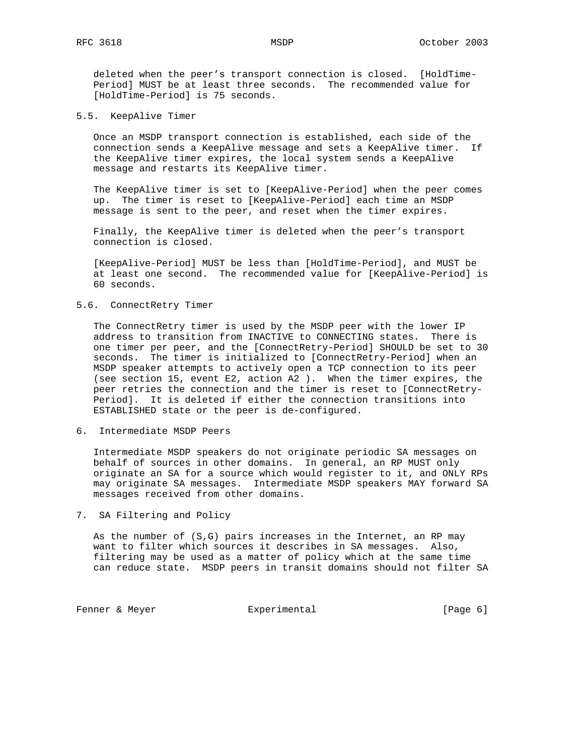deleted when the peer's transport connection is closed. [HoldTime-Period] MUST be at least three seconds. The recommended value for [HoldTime-Period] is 75 seconds.

## 5.5. KeepAlive Timer

Once an MSDP transport connection is established, each side of the connection sends a KeepAlive message and sets a KeepAlive timer. If the KeepAlive timer expires, the local system sends a KeepAlive message and restarts its KeepAlive timer.

The KeepAlive timer is set to [KeepAlive-Period] when the peer comes up. The timer is reset to [KeepAlive-Period] each time an MSDP message is sent to the peer, and reset when the timer expires.

Finally, the KeepAlive timer is deleted when the peer's transport connection is closed.

[KeepAlive-Period] MUST be less than [HoldTime-Period], and MUST be at least one second. The recommended value for [KeepAlive-Period] is 60 seconds.

## 5.6. ConnectRetry Timer

The ConnectRetry timer is used by the MSDP peer with the lower IP address to transition from INACTIVE to CONNECTING states. There is one timer per peer, and the [ConnectRetry-Period] SHOULD be set to 30 seconds. The timer is initialized to [ConnectRetry-Period] when an MSDP speaker attempts to actively open a TCP connection to its peer (see section 15, event E2, action A2 ). When the timer expires, the peer retries the connection and the timer is reset to [ConnectRetry-Period]. It is deleted if either the connection transitions into ESTABLISHED state or the peer is de-configured.

# 6. Intermediate MSDP Peers

Intermediate MSDP speakers do not originate periodic SA messages on behalf of sources in other domains. In general, an RP MUST only originate an SA for a source which would register to it, and ONLY RPs may originate SA messages. Intermediate MSDP speakers MAY forward SA messages received from other domains.

# 7. SA Filtering and Policy

As the number of (S,G) pairs increases in the Internet, an RP may want to filter which sources it describes in SA messages. Also, filtering may be used as a matter of policy which at the same time can reduce state. MSDP peers in transit domains should not filter SA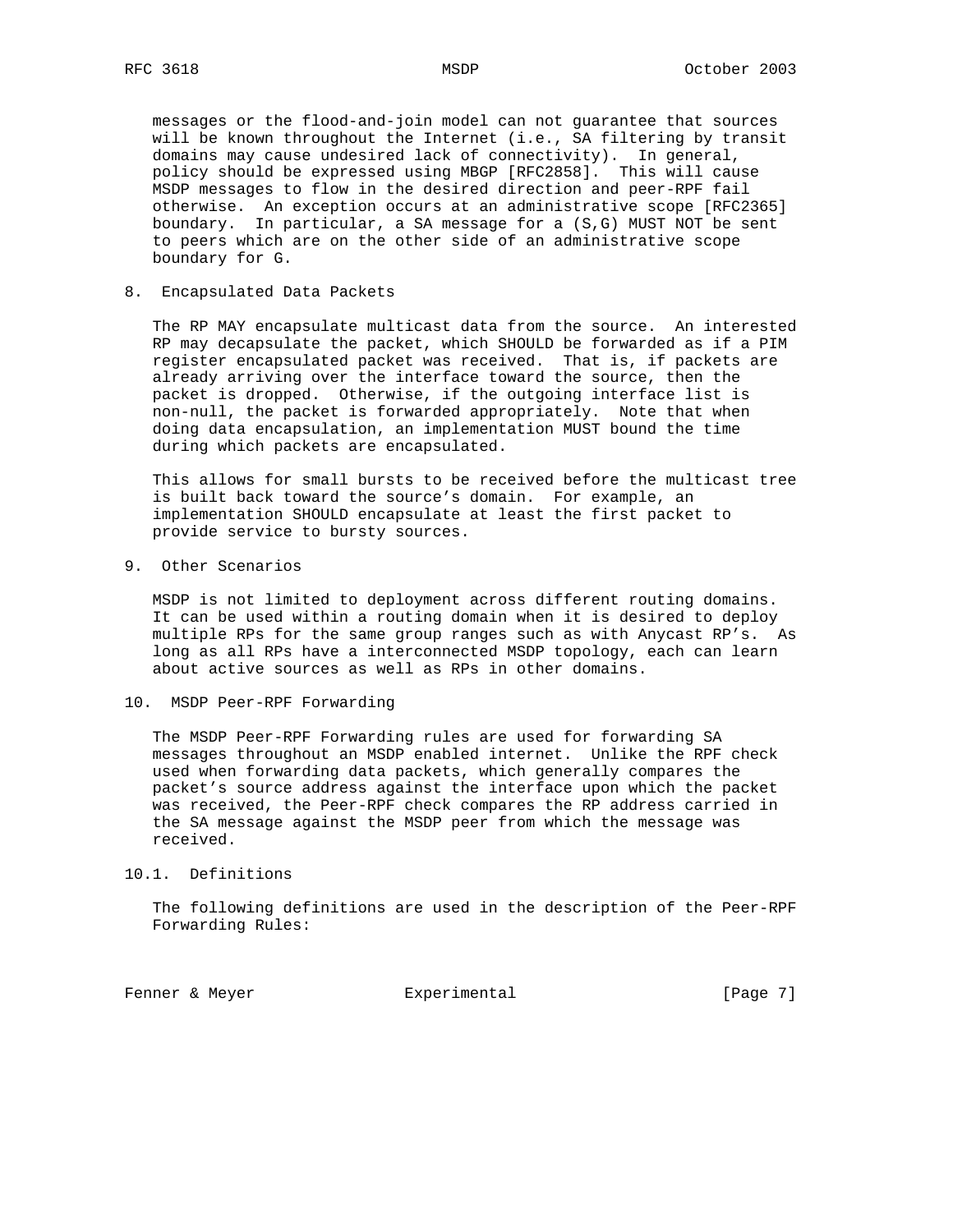messages or the flood-and-join model can not guarantee that sources will be known throughout the Internet (i.e., SA filtering by transit domains may cause undesired lack of connectivity). In general, policy should be expressed using MBGP [RFC2858]. This will cause MSDP messages to flow in the desired direction and peer-RPF fail otherwise. An exception occurs at an administrative scope [RFC2365] boundary. In particular, a SA message for a (S,G) MUST NOT be sent to peers which are on the other side of an administrative scope boundary for G.

## 8. Encapsulated Data Packets

The RP MAY encapsulate multicast data from the source. An interested RP may decapsulate the packet, which SHOULD be forwarded as if a PIM register encapsulated packet was received. That is, if packets are already arriving over the interface toward the source, then the packet is dropped. Otherwise, if the outgoing interface list is non-null, the packet is forwarded appropriately. Note that when doing data encapsulation, an implementation MUST bound the time during which packets are encapsulated.

This allows for small bursts to be received before the multicast tree is built back toward the source's domain. For example, an implementation SHOULD encapsulate at least the first packet to provide service to bursty sources.

## 9. Other Scenarios

MSDP is not limited to deployment across different routing domains. It can be used within a routing domain when it is desired to deploy multiple RPs for the same group ranges such as with Anycast RP's. As long as all RPs have a interconnected MSDP topology, each can learn about active sources as well as RPs in other domains.

## 10. MSDP Peer-RPF Forwarding

The MSDP Peer-RPF Forwarding rules are used for forwarding SA messages throughout an MSDP enabled internet. Unlike the RPF check used when forwarding data packets, which generally compares the packet's source address against the interface upon which the packet was received, the Peer-RPF check compares the RP address carried in the SA message against the MSDP peer from which the message was received.

### 10.1. Definitions

The following definitions are used in the description of the Peer-RPF Forwarding Rules: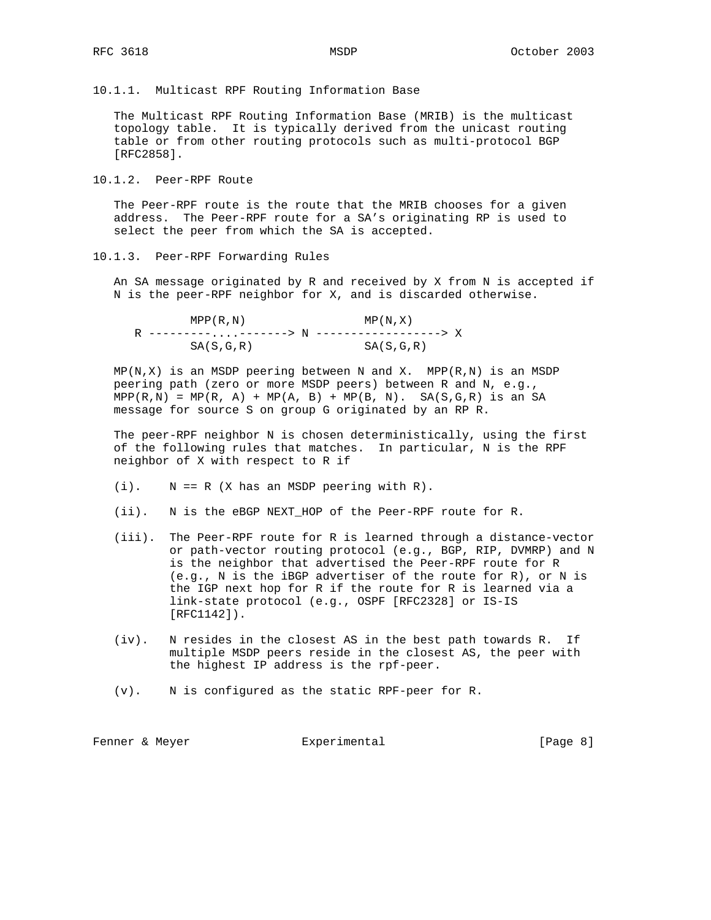### 10.1.1. Multicast RPF Routing Information Base

The Multicast RPF Routing Information Base (MRIB) is the multicast topology table. It is typically derived from the unicast routing table or from other routing protocols such as multi-protocol BGP [RFC2858].

### 10.1.2. Peer-RPF Route

The Peer-RPF route is the route that the MRIB chooses for a given address. The Peer-RPF route for a SA's originating RP is used to select the peer from which the SA is accepted.

### 10.1.3. Peer-RPF Forwarding Rules

An SA message originated by R and received by X from N is accepted if N is the peer-RPF neighbor for X, and is discarded otherwise.

```
          MPP(R,N)                  MP(N,X)
   R ---------...-------> N ------------------> X
          SA(S,G,R)                 SA(S,G,R)
```

MP(N,X) is an MSDP peering between N and X. MPP(R,N) is an MSDP peering path (zero or more MSDP peers) between R and N, e.g., MPP(R,N) = MP(R, A) + MP(A, B) + MP(B, N). SA(S,G,R) is an SA message for source S on group G originated by an RP R.

The peer-RPF neighbor N is chosen deterministically, using the first of the following rules that matches. In particular, N is the RPF neighbor of X with respect to R if

(i). N == R (X has an MSDP peering with R).

(ii). N is the eBGP NEXT_HOP of the Peer-RPF route for R.

(iii). The Peer-RPF route for R is learned through a distance-vector or path-vector routing protocol (e.g., BGP, RIP, DVMRP) and N is the neighbor that advertised the Peer-RPF route for R (e.g., N is the iBGP advertiser of the route for R), or N is the IGP next hop for R if the route for R is learned via a link-state protocol (e.g., OSPF [RFC2328] or IS-IS [RFC1142]).

(iv). N resides in the closest AS in the best path towards R. If multiple MSDP peers reside in the closest AS, the peer with the highest IP address is the rpf-peer.

(v). N is configured as the static RPF-peer for R.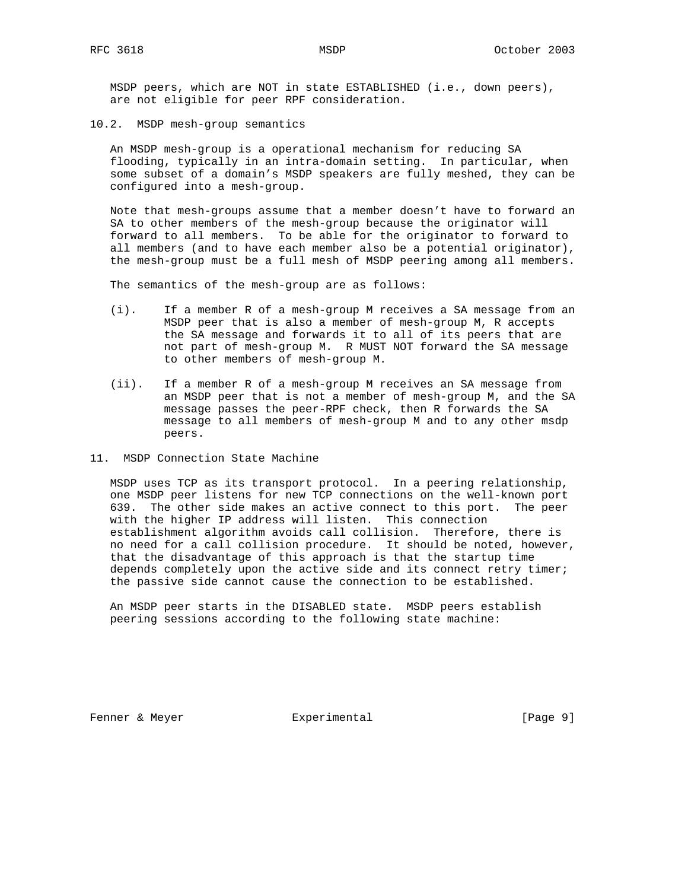MSDP peers, which are NOT in state ESTABLISHED (i.e., down peers), are not eligible for peer RPF consideration.

### 10.2. MSDP mesh-group semantics

An MSDP mesh-group is a operational mechanism for reducing SA flooding, typically in an intra-domain setting. In particular, when some subset of a domain's MSDP speakers are fully meshed, they can be configured into a mesh-group.

Note that mesh-groups assume that a member doesn't have to forward an SA to other members of the mesh-group because the originator will forward to all members. To be able for the originator to forward to all members (and to have each member also be a potential originator), the mesh-group must be a full mesh of MSDP peering among all members.

The semantics of the mesh-group are as follows:

(i). If a member R of a mesh-group M receives a SA message from an MSDP peer that is also a member of mesh-group M, R accepts the SA message and forwards it to all of its peers that are not part of mesh-group M. R MUST NOT forward the SA message to other members of mesh-group M.

(ii). If a member R of a mesh-group M receives an SA message from an MSDP peer that is not a member of mesh-group M, and the SA message passes the peer-RPF check, then R forwards the SA message to all members of mesh-group M and to any other msdp peers.

## 11. MSDP Connection State Machine

MSDP uses TCP as its transport protocol. In a peering relationship, one MSDP peer listens for new TCP connections on the well-known port 639. The other side makes an active connect to this port. The peer with the higher IP address will listen. This connection establishment algorithm avoids call collision. Therefore, there is no need for a call collision procedure. It should be noted, however, that the disadvantage of this approach is that the startup time depends completely upon the active side and its connect retry timer; the passive side cannot cause the connection to be established.

An MSDP peer starts in the DISABLED state. MSDP peers establish peering sessions according to the following state machine: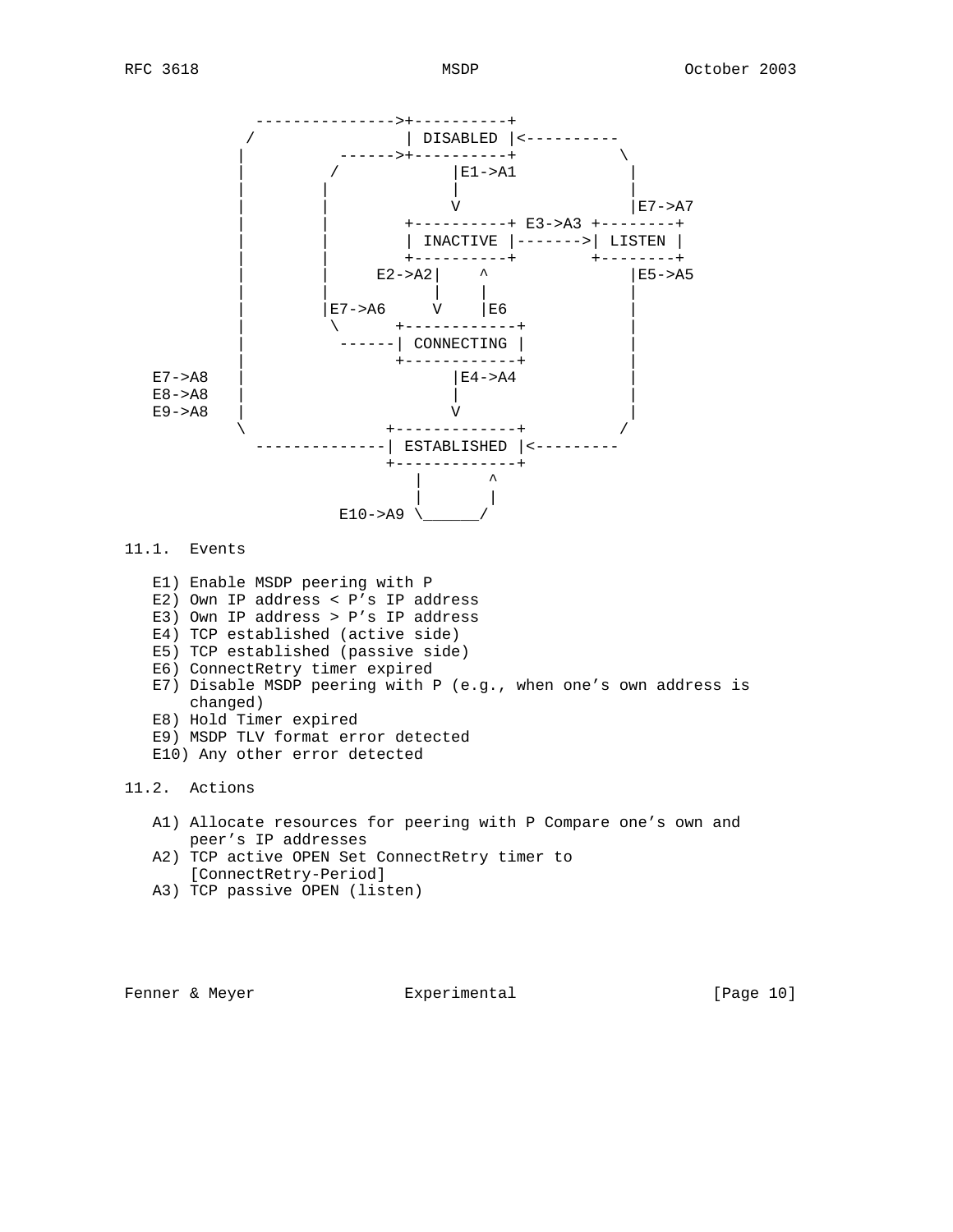```
               --------------->+----------+
              /                | DISABLED |<----------
             |          ------>+----------+           \
             |         /            |E1->A1            |
             |        |             |                  |
             |        |             V                  |E7->A7
             |        |        +----------+ E3->A3 +--------+
             |        |        | INACTIVE |------->| LISTEN |
             |        |        +----------+        +--------+
             |        |     E2->A2|    ^               |E5->A5
             |        |           |    |               |
             |        |E7->A6     V    |E6             |
             |         \      +------------+           |
             |          ------| CONNECTING |           |
             |                +------------+           |
    E7->A8   |                      |E4->A4            |
    E8->A8   |                      |                  |
    E9->A8   |                      V                  |
             \               +-------------+          /
              ---------------| ESTABLISHED |<---------
                             +-------------+
                                |       ^
                                |       |
                      E10->A9 \______/
```

### 11.1. Events

- E1) Enable MSDP peering with P
- E2) Own IP address < P's IP address
- E3) Own IP address > P's IP address
- E4) TCP established (active side)
- E5) TCP established (passive side)
- E6) ConnectRetry timer expired
- E7) Disable MSDP peering with P (e.g., when one's own address is changed)
- E8) Hold Timer expired
- E9) MSDP TLV format error detected
- E10) Any other error detected

### 11.2. Actions

- A1) Allocate resources for peering with P Compare one's own and peer's IP addresses
- A2) TCP active OPEN Set ConnectRetry timer to [ConnectRetry-Period]
- A3) TCP passive OPEN (listen)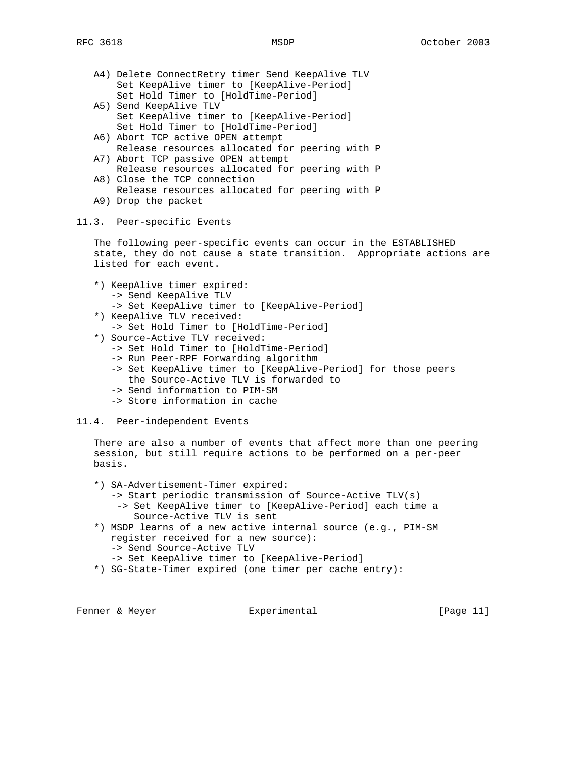A4) Delete ConnectRetry timer Send KeepAlive TLV
    Set KeepAlive timer to [KeepAlive-Period]
    Set Hold Timer to [HoldTime-Period]

A5) Send KeepAlive TLV
    Set KeepAlive timer to [KeepAlive-Period]
    Set Hold Timer to [HoldTime-Period]

A6) Abort TCP active OPEN attempt
    Release resources allocated for peering with P

A7) Abort TCP passive OPEN attempt
    Release resources allocated for peering with P

A8) Close the TCP connection
    Release resources allocated for peering with P

A9) Drop the packet

## 11.3. Peer-specific Events

The following peer-specific events can occur in the ESTABLISHED state, they do not cause a state transition. Appropriate actions are listed for each event.

```
*) KeepAlive timer expired:
   -> Send KeepAlive TLV
   -> Set KeepAlive timer to [KeepAlive-Period]
*) KeepAlive TLV received:
   -> Set Hold Timer to [HoldTime-Period]
*) Source-Active TLV received:
   -> Set Hold Timer to [HoldTime-Period]
   -> Run Peer-RPF Forwarding algorithm
   -> Set KeepAlive timer to [KeepAlive-Period] for those peers
      the Source-Active TLV is forwarded to
   -> Send information to PIM-SM
   -> Store information in cache
```

## 11.4. Peer-independent Events

There are also a number of events that affect more than one peering session, but still require actions to be performed on a per-peer basis.

```
*) SA-Advertisement-Timer expired:
   -> Start periodic transmission of Source-Active TLV(s)
    -> Set KeepAlive timer to [KeepAlive-Period] each time a
       Source-Active TLV is sent
*) MSDP learns of a new active internal source (e.g., PIM-SM
   register received for a new source):
   -> Send Source-Active TLV
   -> Set KeepAlive timer to [KeepAlive-Period]
*) SG-State-Timer expired (one timer per cache entry):
```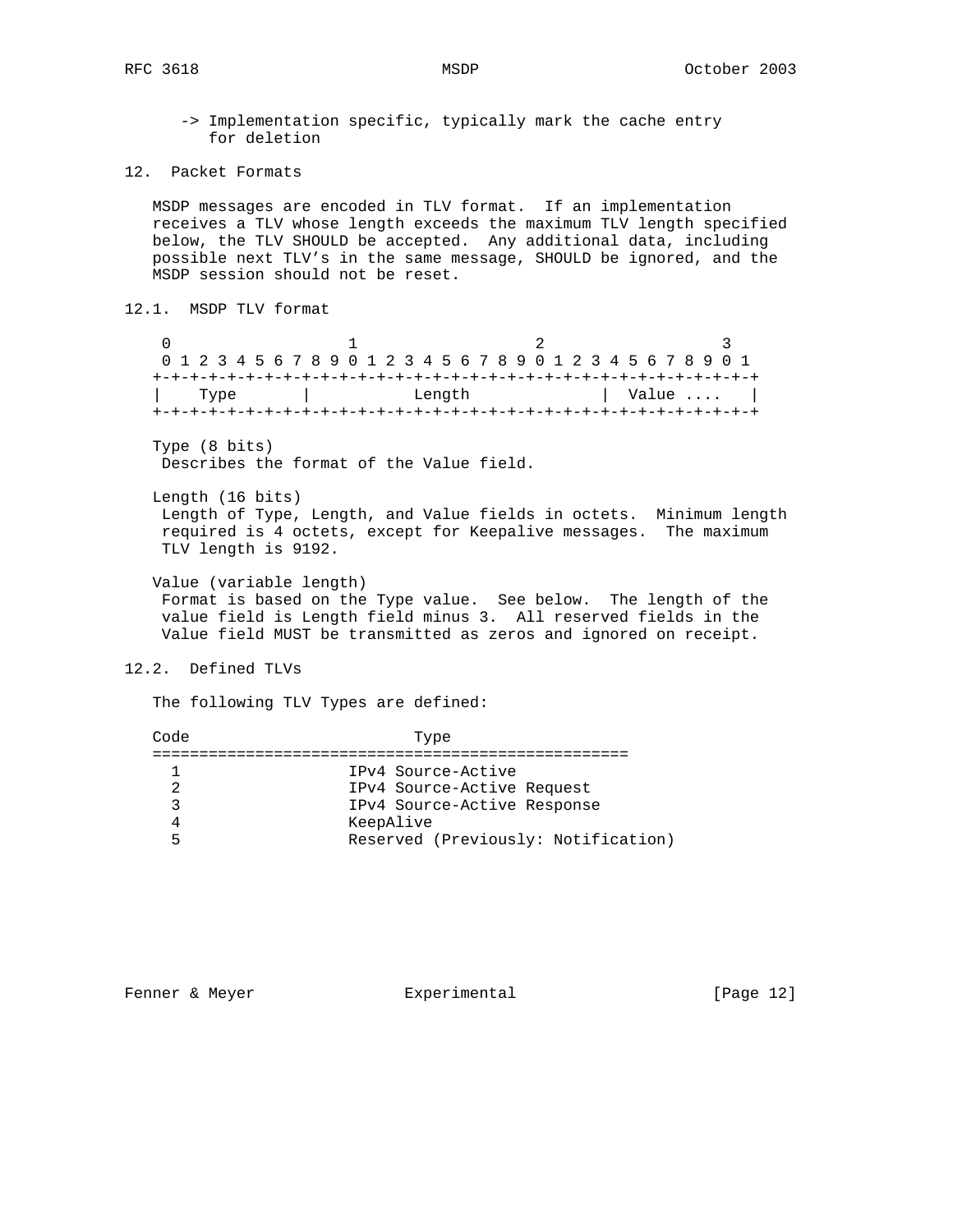-> Implementation specific, typically mark the cache entry for deletion

## 12. Packet Formats

MSDP messages are encoded in TLV format. If an implementation receives a TLV whose length exceeds the maximum TLV length specified below, the TLV SHOULD be accepted. Any additional data, including possible next TLV's in the same message, SHOULD be ignored, and the MSDP session should not be reset.

### 12.1. MSDP TLV format

```
 0                   1                   2                   3
 0 1 2 3 4 5 6 7 8 9 0 1 2 3 4 5 6 7 8 9 0 1 2 3 4 5 6 7 8 9 0 1
+-+-+-+-+-+-+-+-+-+-+-+-+-+-+-+-+-+-+-+-+-+-+-+-+-+-+-+-+-+-+-+-+
|    Type       |           Length              |  Value ....   |
+-+-+-+-+-+-+-+-+-+-+-+-+-+-+-+-+-+-+-+-+-+-+-+-+-+-+-+-+-+-+-+-+
```

Type (8 bits)
Describes the format of the Value field.

Length (16 bits)
Length of Type, Length, and Value fields in octets. Minimum length required is 4 octets, except for Keepalive messages. The maximum TLV length is 9192.

Value (variable length)
Format is based on the Type value. See below. The length of the value field is Length field minus 3. All reserved fields in the Value field MUST be transmitted as zeros and ignored on receipt.

### 12.2. Defined TLVs

The following TLV Types are defined:

| Code | Type |
|---|---|
| 1 | IPv4 Source-Active |
| 2 | IPv4 Source-Active Request |
| 3 | IPv4 Source-Active Response |
| 4 | KeepAlive |
| 5 | Reserved (Previously: Notification) |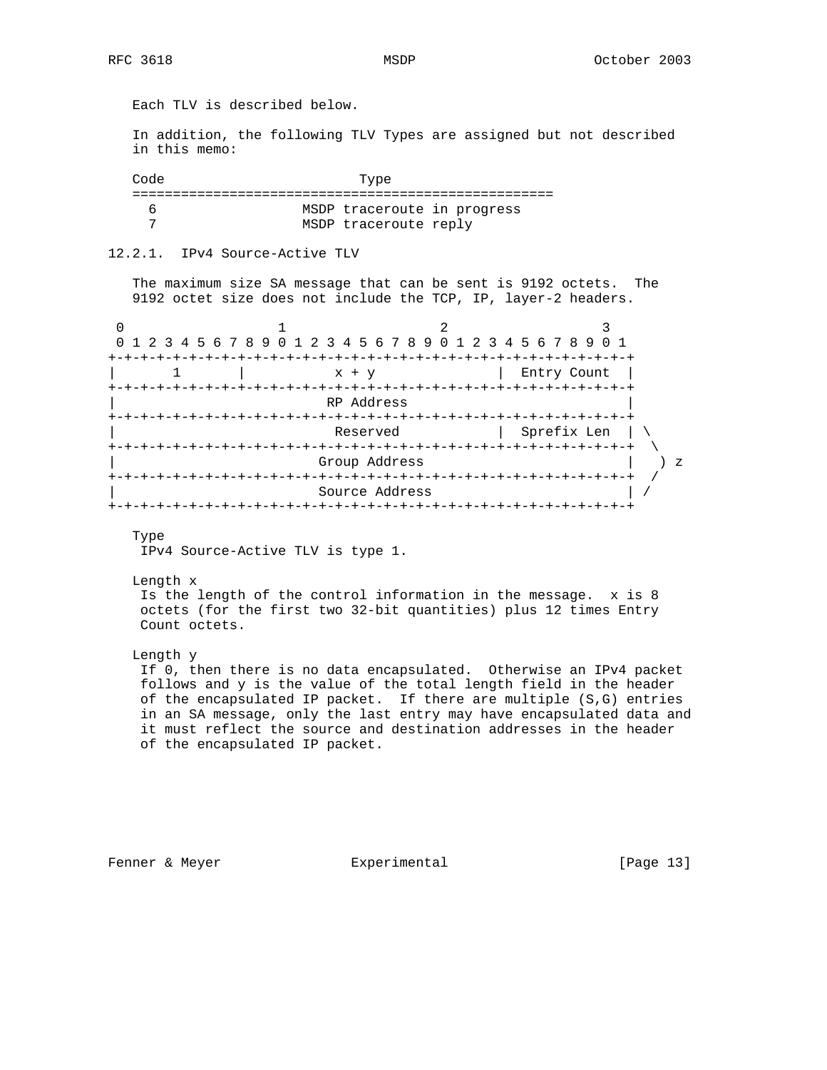Each TLV is described below.

In addition, the following TLV Types are assigned but not described in this memo:

| Code | Type |
| --- | --- |
| 6 | MSDP traceroute in progress |
| 7 | MSDP traceroute reply |

### 12.2.1. IPv4 Source-Active TLV

The maximum size SA message that can be sent is 9192 octets. The 9192 octet size does not include the TCP, IP, layer-2 headers.

```
 0                   1                   2                   3
 0 1 2 3 4 5 6 7 8 9 0 1 2 3 4 5 6 7 8 9 0 1 2 3 4 5 6 7 8 9 0 1
+-+-+-+-+-+-+-+-+-+-+-+-+-+-+-+-+-+-+-+-+-+-+-+-+-+-+-+-+-+-+-+-+
|       1       |            x + y              |  Entry Count  |
+-+-+-+-+-+-+-+-+-+-+-+-+-+-+-+-+-+-+-+-+-+-+-+-+-+-+-+-+-+-+-+-+
|                          RP Address                           |
+-+-+-+-+-+-+-+-+-+-+-+-+-+-+-+-+-+-+-+-+-+-+-+-+-+-+-+-+-+-+-+-+
|                           Reserved            |  Sprefix Len  | \
+-+-+-+-+-+-+-+-+-+-+-+-+-+-+-+-+-+-+-+-+-+-+-+-+-+-+-+-+-+-+-+-+  \
|                         Group Address                         |   ) z
+-+-+-+-+-+-+-+-+-+-+-+-+-+-+-+-+-+-+-+-+-+-+-+-+-+-+-+-+-+-+-+-+  /
|                         Source Address                        | /
+-+-+-+-+-+-+-+-+-+-+-+-+-+-+-+-+-+-+-+-+-+-+-+-+-+-+-+-+-+-+-+-+
```

Type
 IPv4 Source-Active TLV is type 1.

Length x
 Is the length of the control information in the message. x is 8 octets (for the first two 32-bit quantities) plus 12 times Entry Count octets.

Length y
 If 0, then there is no data encapsulated. Otherwise an IPv4 packet follows and y is the value of the total length field in the header of the encapsulated IP packet. If there are multiple (S,G) entries in an SA message, only the last entry may have encapsulated data and it must reflect the source and destination addresses in the header of the encapsulated IP packet.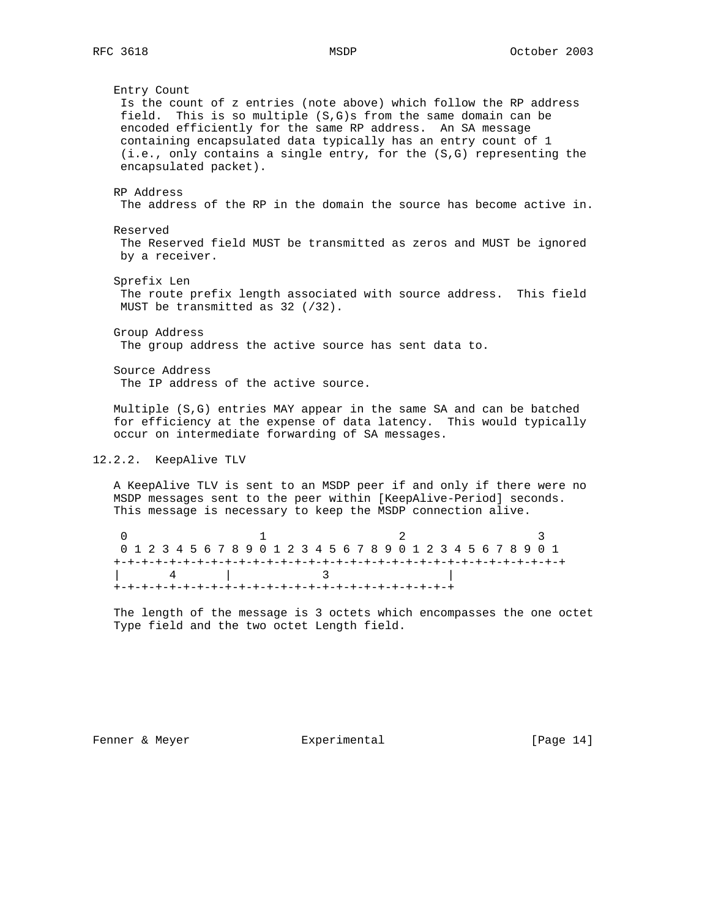Entry Count
 Is the count of z entries (note above) which follow the RP address field. This is so multiple (S,G)s from the same domain can be encoded efficiently for the same RP address. An SA message containing encapsulated data typically has an entry count of 1 (i.e., only contains a single entry, for the (S,G) representing the encapsulated packet).

RP Address
 The address of the RP in the domain the source has become active in.

Reserved
 The Reserved field MUST be transmitted as zeros and MUST be ignored by a receiver.

Sprefix Len
 The route prefix length associated with source address. This field MUST be transmitted as 32 (/32).

Group Address
 The group address the active source has sent data to.

Source Address
 The IP address of the active source.

Multiple (S,G) entries MAY appear in the same SA and can be batched for efficiency at the expense of data latency. This would typically occur on intermediate forwarding of SA messages.

### 12.2.2. KeepAlive TLV

A KeepAlive TLV is sent to an MSDP peer if and only if there were no MSDP messages sent to the peer within [KeepAlive-Period] seconds. This message is necessary to keep the MSDP connection alive.

```
 0                   1                   2                   3
 0 1 2 3 4 5 6 7 8 9 0 1 2 3 4 5 6 7 8 9 0 1 2 3 4 5 6 7 8 9 0 1
+-+-+-+-+-+-+-+-+-+-+-+-+-+-+-+-+-+-+-+-+-+-+-+-+-+-+-+-+-+-+-+-+
|       4       |              3                |
+-+-+-+-+-+-+-+-+-+-+-+-+-+-+-+-+-+-+-+-+-+-+-+-+
```

The length of the message is 3 octets which encompasses the one octet Type field and the two octet Length field.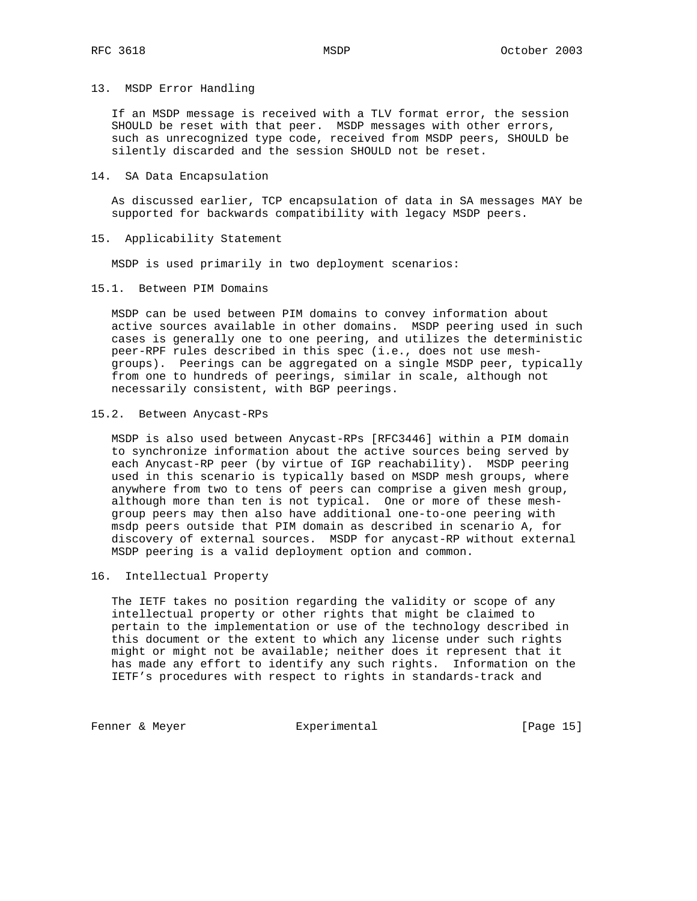## 13. MSDP Error Handling

If an MSDP message is received with a TLV format error, the session SHOULD be reset with that peer. MSDP messages with other errors, such as unrecognized type code, received from MSDP peers, SHOULD be silently discarded and the session SHOULD not be reset.

## 14. SA Data Encapsulation

As discussed earlier, TCP encapsulation of data in SA messages MAY be supported for backwards compatibility with legacy MSDP peers.

## 15. Applicability Statement

MSDP is used primarily in two deployment scenarios:

### 15.1. Between PIM Domains

MSDP can be used between PIM domains to convey information about active sources available in other domains. MSDP peering used in such cases is generally one to one peering, and utilizes the deterministic peer-RPF rules described in this spec (i.e., does not use mesh-groups). Peerings can be aggregated on a single MSDP peer, typically from one to hundreds of peerings, similar in scale, although not necessarily consistent, with BGP peerings.

### 15.2. Between Anycast-RPs

MSDP is also used between Anycast-RPs [RFC3446] within a PIM domain to synchronize information about the active sources being served by each Anycast-RP peer (by virtue of IGP reachability). MSDP peering used in this scenario is typically based on MSDP mesh groups, where anywhere from two to tens of peers can comprise a given mesh group, although more than ten is not typical. One or more of these mesh-group peers may then also have additional one-to-one peering with msdp peers outside that PIM domain as described in scenario A, for discovery of external sources. MSDP for anycast-RP without external MSDP peering is a valid deployment option and common.

## 16. Intellectual Property

The IETF takes no position regarding the validity or scope of any intellectual property or other rights that might be claimed to pertain to the implementation or use of the technology described in this document or the extent to which any license under such rights might or might not be available; neither does it represent that it has made any effort to identify any such rights. Information on the IETF's procedures with respect to rights in standards-track and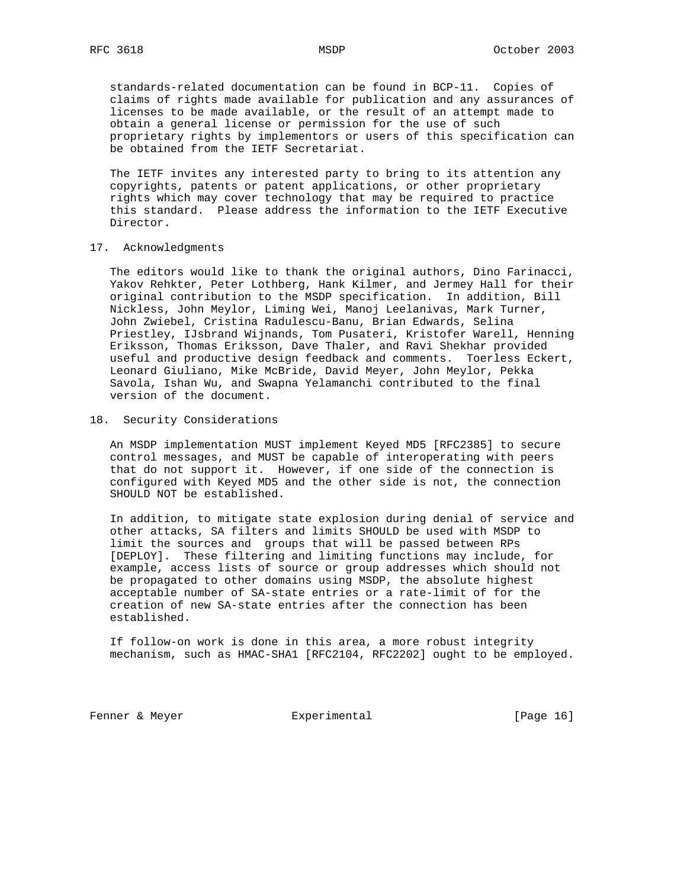standards-related documentation can be found in BCP-11. Copies of claims of rights made available for publication and any assurances of licenses to be made available, or the result of an attempt made to obtain a general license or permission for the use of such proprietary rights by implementors or users of this specification can be obtained from the IETF Secretariat.

The IETF invites any interested party to bring to its attention any copyrights, patents or patent applications, or other proprietary rights which may cover technology that may be required to practice this standard. Please address the information to the IETF Executive Director.

## 17. Acknowledgments

The editors would like to thank the original authors, Dino Farinacci, Yakov Rehkter, Peter Lothberg, Hank Kilmer, and Jermey Hall for their original contribution to the MSDP specification. In addition, Bill Nickless, John Meylor, Liming Wei, Manoj Leelanivas, Mark Turner, John Zwiebel, Cristina Radulescu-Banu, Brian Edwards, Selina Priestley, IJsbrand Wijnands, Tom Pusateri, Kristofer Warell, Henning Eriksson, Thomas Eriksson, Dave Thaler, and Ravi Shekhar provided useful and productive design feedback and comments. Toerless Eckert, Leonard Giuliano, Mike McBride, David Meyer, John Meylor, Pekka Savola, Ishan Wu, and Swapna Yelamanchi contributed to the final version of the document.

## 18. Security Considerations

An MSDP implementation MUST implement Keyed MD5 [RFC2385] to secure control messages, and MUST be capable of interoperating with peers that do not support it. However, if one side of the connection is configured with Keyed MD5 and the other side is not, the connection SHOULD NOT be established.

In addition, to mitigate state explosion during denial of service and other attacks, SA filters and limits SHOULD be used with MSDP to limit the sources and groups that will be passed between RPs [DEPLOY]. These filtering and limiting functions may include, for example, access lists of source or group addresses which should not be propagated to other domains using MSDP, the absolute highest acceptable number of SA-state entries or a rate-limit of for the creation of new SA-state entries after the connection has been established.

If follow-on work is done in this area, a more robust integrity mechanism, such as HMAC-SHA1 [RFC2104, RFC2202] ought to be employed.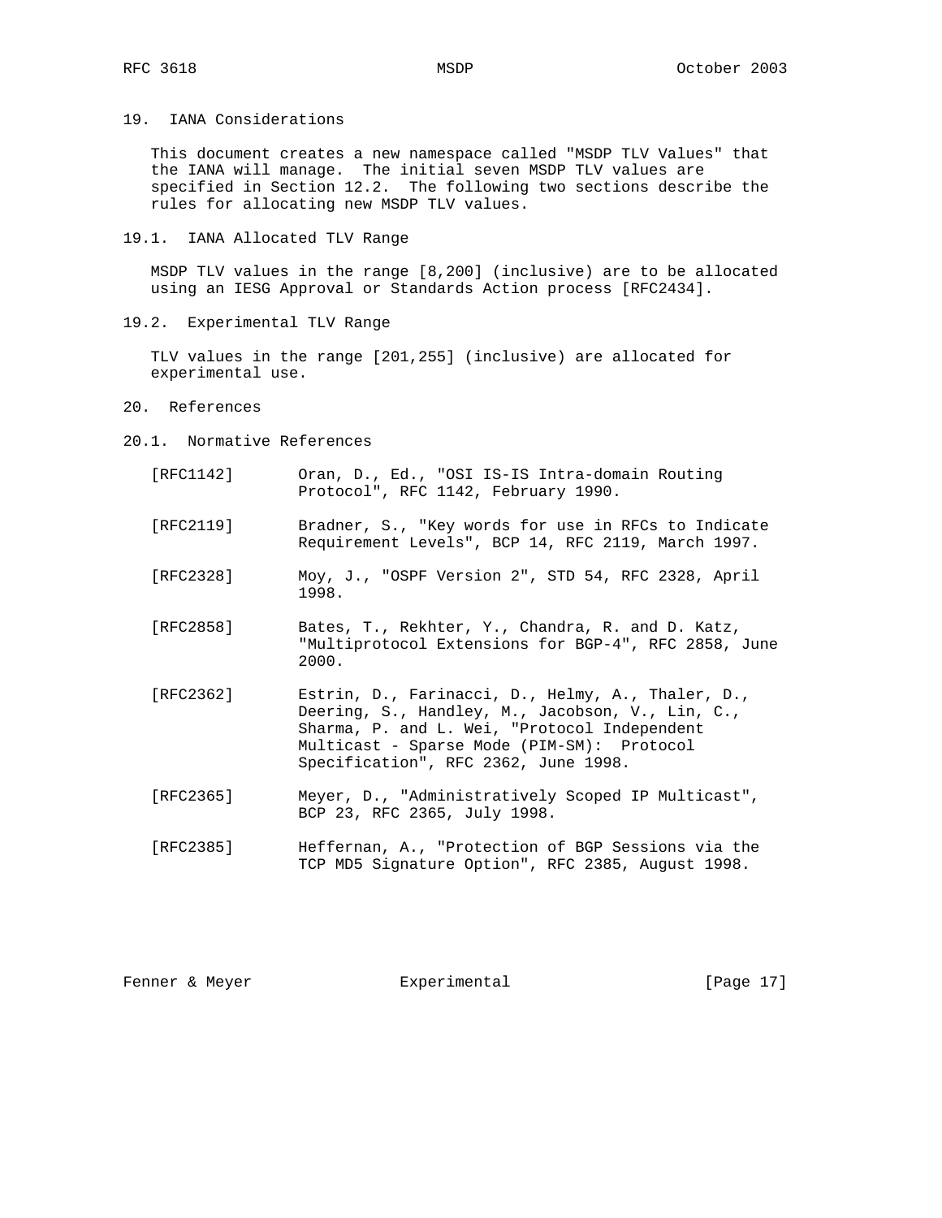## 19. IANA Considerations

This document creates a new namespace called "MSDP TLV Values" that the IANA will manage. The initial seven MSDP TLV values are specified in Section 12.2. The following two sections describe the rules for allocating new MSDP TLV values.

### 19.1. IANA Allocated TLV Range

MSDP TLV values in the range [8,200] (inclusive) are to be allocated using an IESG Approval or Standards Action process [RFC2434].

### 19.2. Experimental TLV Range

TLV values in the range [201,255] (inclusive) are allocated for experimental use.

## 20. References

### 20.1. Normative References

[RFC1142] Oran, D., Ed., "OSI IS-IS Intra-domain Routing Protocol", RFC 1142, February 1990.

[RFC2119] Bradner, S., "Key words for use in RFCs to Indicate Requirement Levels", BCP 14, RFC 2119, March 1997.

[RFC2328] Moy, J., "OSPF Version 2", STD 54, RFC 2328, April 1998.

[RFC2858] Bates, T., Rekhter, Y., Chandra, R. and D. Katz, "Multiprotocol Extensions for BGP-4", RFC 2858, June 2000.

[RFC2362] Estrin, D., Farinacci, D., Helmy, A., Thaler, D., Deering, S., Handley, M., Jacobson, V., Lin, C., Sharma, P. and L. Wei, "Protocol Independent Multicast - Sparse Mode (PIM-SM): Protocol Specification", RFC 2362, June 1998.

[RFC2365] Meyer, D., "Administratively Scoped IP Multicast", BCP 23, RFC 2365, July 1998.

[RFC2385] Heffernan, A., "Protection of BGP Sessions via the TCP MD5 Signature Option", RFC 2385, August 1998.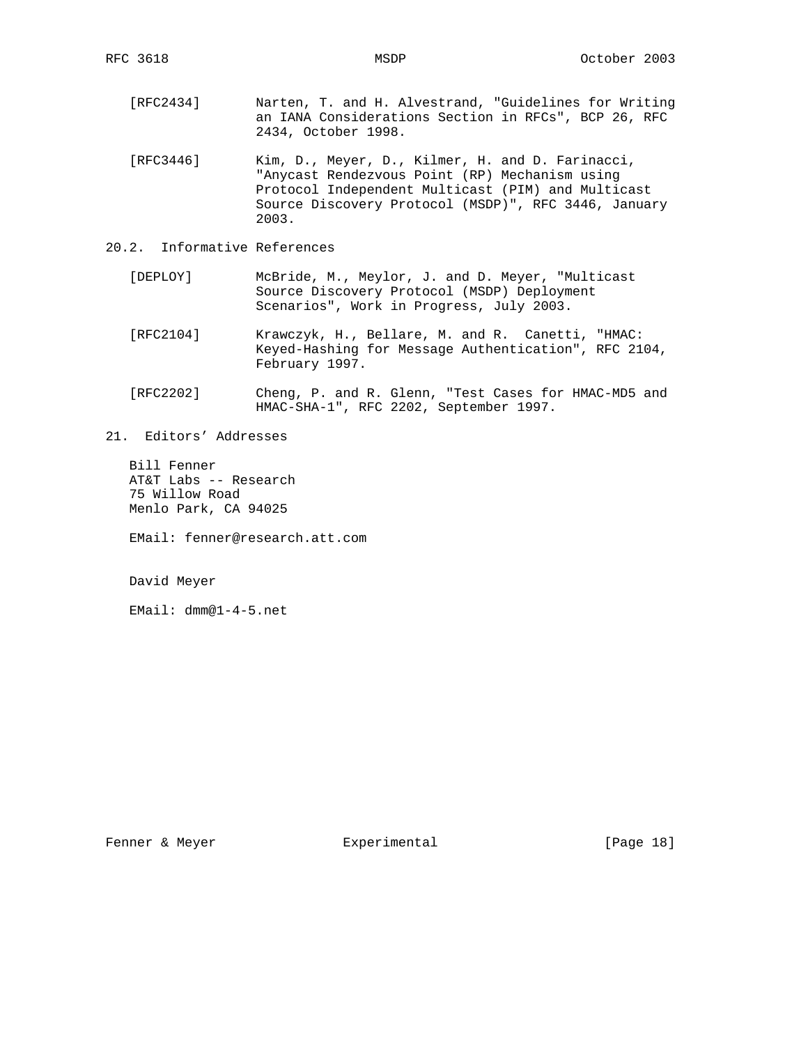[RFC2434] Narten, T. and H. Alvestrand, "Guidelines for Writing an IANA Considerations Section in RFCs", BCP 26, RFC 2434, October 1998.

[RFC3446] Kim, D., Meyer, D., Kilmer, H. and D. Farinacci, "Anycast Rendezvous Point (RP) Mechanism using Protocol Independent Multicast (PIM) and Multicast Source Discovery Protocol (MSDP)", RFC 3446, January 2003.

### 20.2. Informative References

[DEPLOY] McBride, M., Meylor, J. and D. Meyer, "Multicast Source Discovery Protocol (MSDP) Deployment Scenarios", Work in Progress, July 2003.

[RFC2104] Krawczyk, H., Bellare, M. and R. Canetti, "HMAC: Keyed-Hashing for Message Authentication", RFC 2104, February 1997.

[RFC2202] Cheng, P. and R. Glenn, "Test Cases for HMAC-MD5 and HMAC-SHA-1", RFC 2202, September 1997.

## 21. Editors' Addresses

Bill Fenner
AT&T Labs -- Research
75 Willow Road
Menlo Park, CA 94025

EMail: fenner@research.att.com

David Meyer

EMail: dmm@1-4-5.net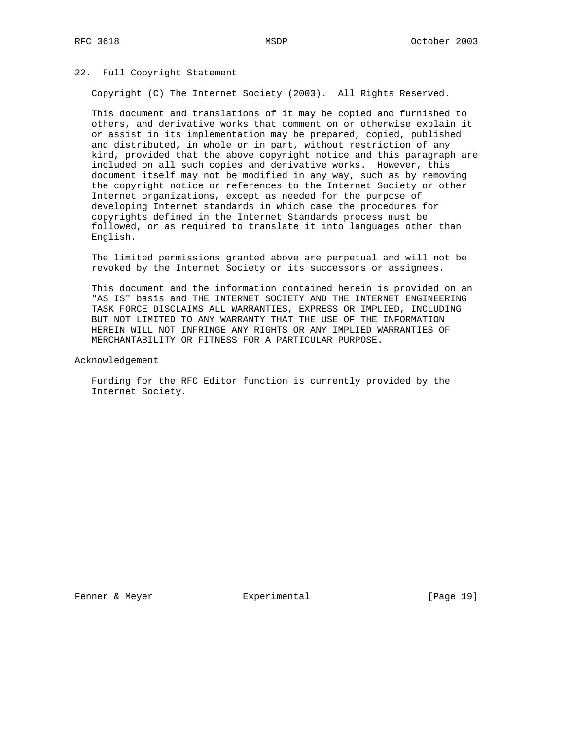## 22. Full Copyright Statement

Copyright (C) The Internet Society (2003). All Rights Reserved.

This document and translations of it may be copied and furnished to others, and derivative works that comment on or otherwise explain it or assist in its implementation may be prepared, copied, published and distributed, in whole or in part, without restriction of any kind, provided that the above copyright notice and this paragraph are included on all such copies and derivative works. However, this document itself may not be modified in any way, such as by removing the copyright notice or references to the Internet Society or other Internet organizations, except as needed for the purpose of developing Internet standards in which case the procedures for copyrights defined in the Internet Standards process must be followed, or as required to translate it into languages other than English.

The limited permissions granted above are perpetual and will not be revoked by the Internet Society or its successors or assignees.

This document and the information contained herein is provided on an "AS IS" basis and THE INTERNET SOCIETY AND THE INTERNET ENGINEERING TASK FORCE DISCLAIMS ALL WARRANTIES, EXPRESS OR IMPLIED, INCLUDING BUT NOT LIMITED TO ANY WARRANTY THAT THE USE OF THE INFORMATION HEREIN WILL NOT INFRINGE ANY RIGHTS OR ANY IMPLIED WARRANTIES OF MERCHANTABILITY OR FITNESS FOR A PARTICULAR PURPOSE.

## Acknowledgement

Funding for the RFC Editor function is currently provided by the Internet Society.